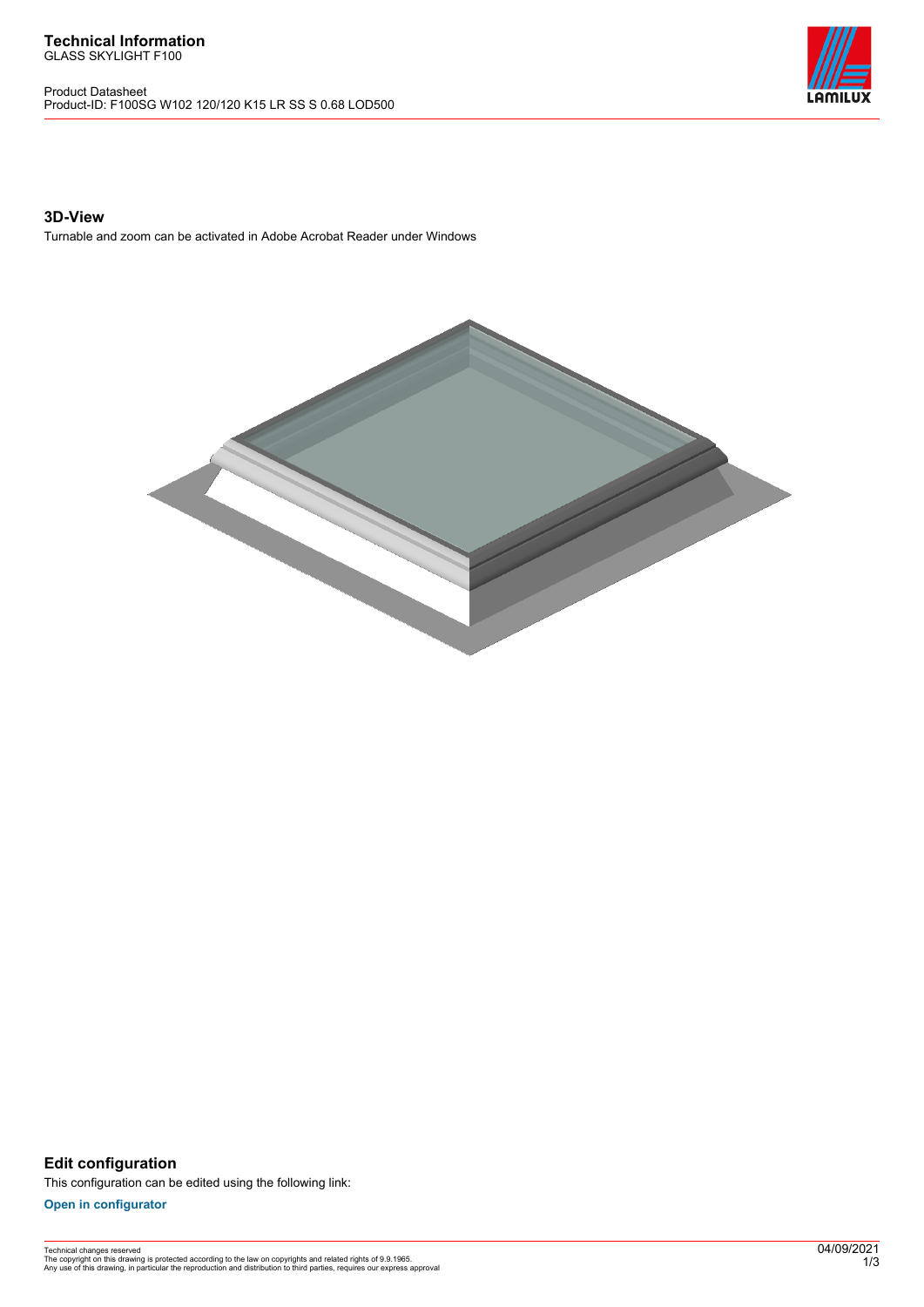# Technical Information

GLASS SKYLIGHT F100

Product Datasheet
Product-ID: F100SG W102 120/120 K15 LR SS S 0.68 LOD500

## 3D-View

Turnable and zoom can be activated in Adobe Acrobat Reader under Windows

## Edit configuration

This configuration can be edited using the following link:

**Open in configurator**

Technical changes reserved
The copyright on this drawing is protected according to the law on copyrights and related rights of 9.9.1965.
Any use of this drawing, in particular the reproduction and distribution to third parties, requires our express approval

04/09/2021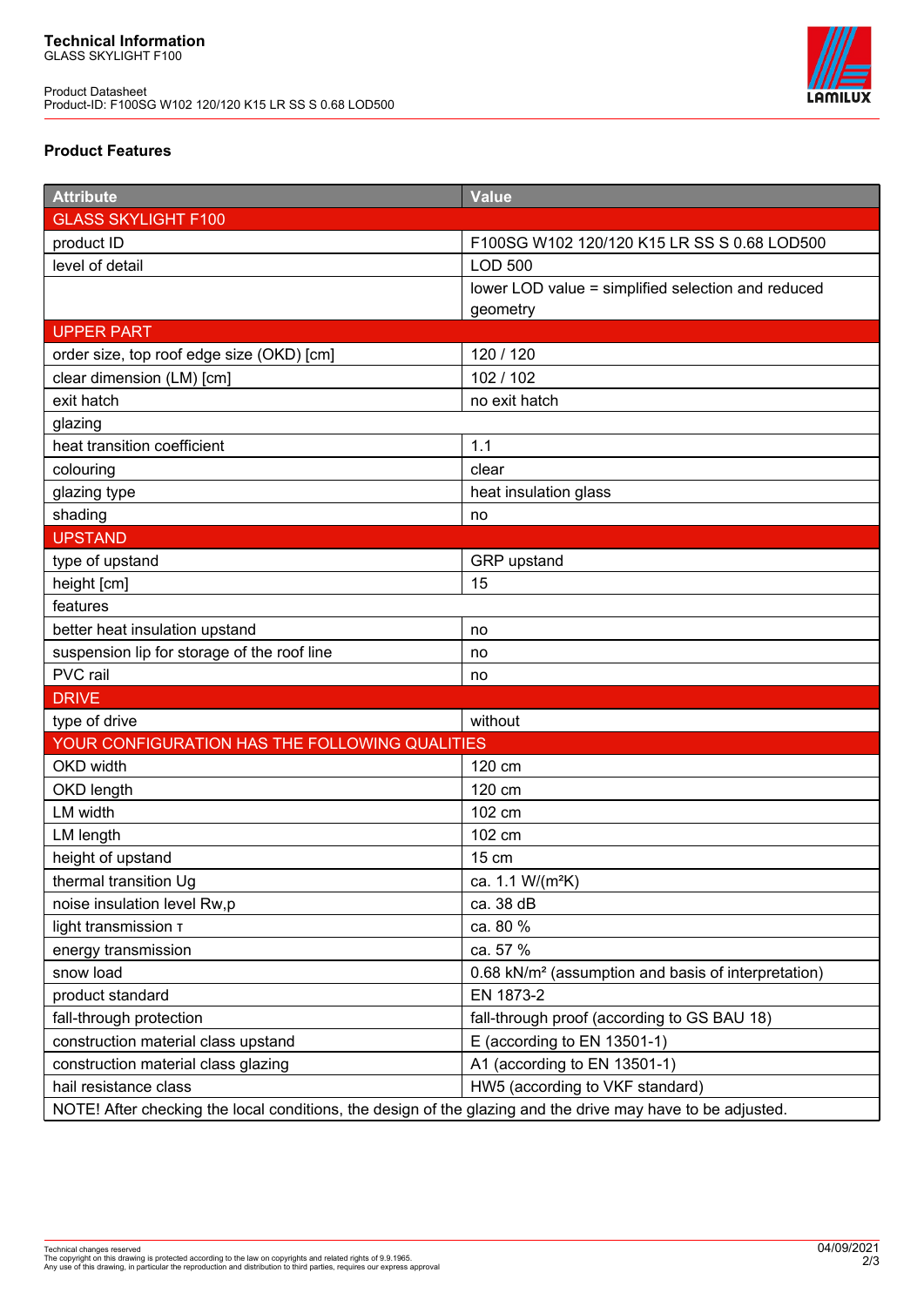# Technical Information
GLASS SKYLIGHT F100

Product Datasheet
Product-ID: F100SG W102 120/120 K15 LR SS S 0.68 LOD500

## Product Features

| Attribute | Value |
|---|---|
| GLASS SKYLIGHT F100 | |
| product ID | F100SG W102 120/120 K15 LR SS S 0.68 LOD500 |
| level of detail | LOD 500 |
| | lower LOD value = simplified selection and reduced geometry |
| UPPER PART | |
| order size, top roof edge size (OKD) [cm] | 120 / 120 |
| clear dimension (LM) [cm] | 102 / 102 |
| exit hatch | no exit hatch |
| glazing | |
| heat transition coefficient | 1.1 |
| colouring | clear |
| glazing type | heat insulation glass |
| shading | no |
| UPSTAND | |
| type of upstand | GRP upstand |
| height [cm] | 15 |
| features | |
| better heat insulation upstand | no |
| suspension lip for storage of the roof line | no |
| PVC rail | no |
| DRIVE | |
| type of drive | without |
| YOUR CONFIGURATION HAS THE FOLLOWING QUALITIES | |
| OKD width | 120 cm |
| OKD length | 120 cm |
| LM width | 102 cm |
| LM length | 102 cm |
| height of upstand | 15 cm |
| thermal transition Ug | ca. 1.1 W/(m²K) |
| noise insulation level Rw,p | ca. 38 dB |
| light transmission τ | ca. 80 % |
| energy transmission | ca. 57 % |
| snow load | 0.68 kN/m² (assumption and basis of interpretation) |
| product standard | EN 1873-2 |
| fall-through protection | fall-through proof (according to GS BAU 18) |
| construction material class upstand | E (according to EN 13501-1) |
| construction material class glazing | A1 (according to EN 13501-1) |
| hail resistance class | HW5 (according to VKF standard) |
| NOTE! After checking the local conditions, the design of the glazing and the drive may have to be adjusted. | |

Technical changes reserved
The copyright on this drawing is protected according to the law on copyrights and related rights of 9.9.1965.
Any use of this drawing, in particular the reproduction and distribution to third parties, requires our express approval

04/09/2021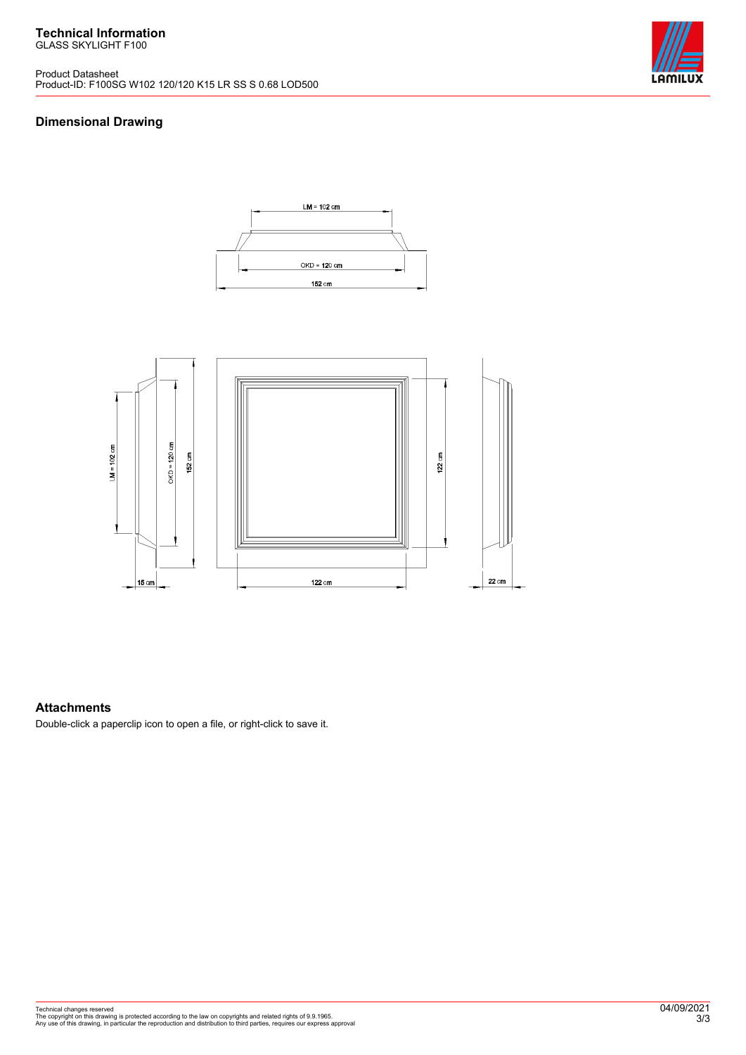## Dimensional Drawing

LM = 102 cm

OKD = 120 cm

152 cm

LM = 102 cm

OKD = 120 cm

152 cm

122 cm

15 cm

122 cm

22 cm

## Attachments

Double-click a paperclip icon to open a file, or right-click to save it.

Technical changes reserved
The copyright on this drawing is protected according to the law on copyrights and related rights of 9.9.1965.
Any use of this drawing, in particular the reproduction and distribution to third parties, requires our express approval

04/09/2021